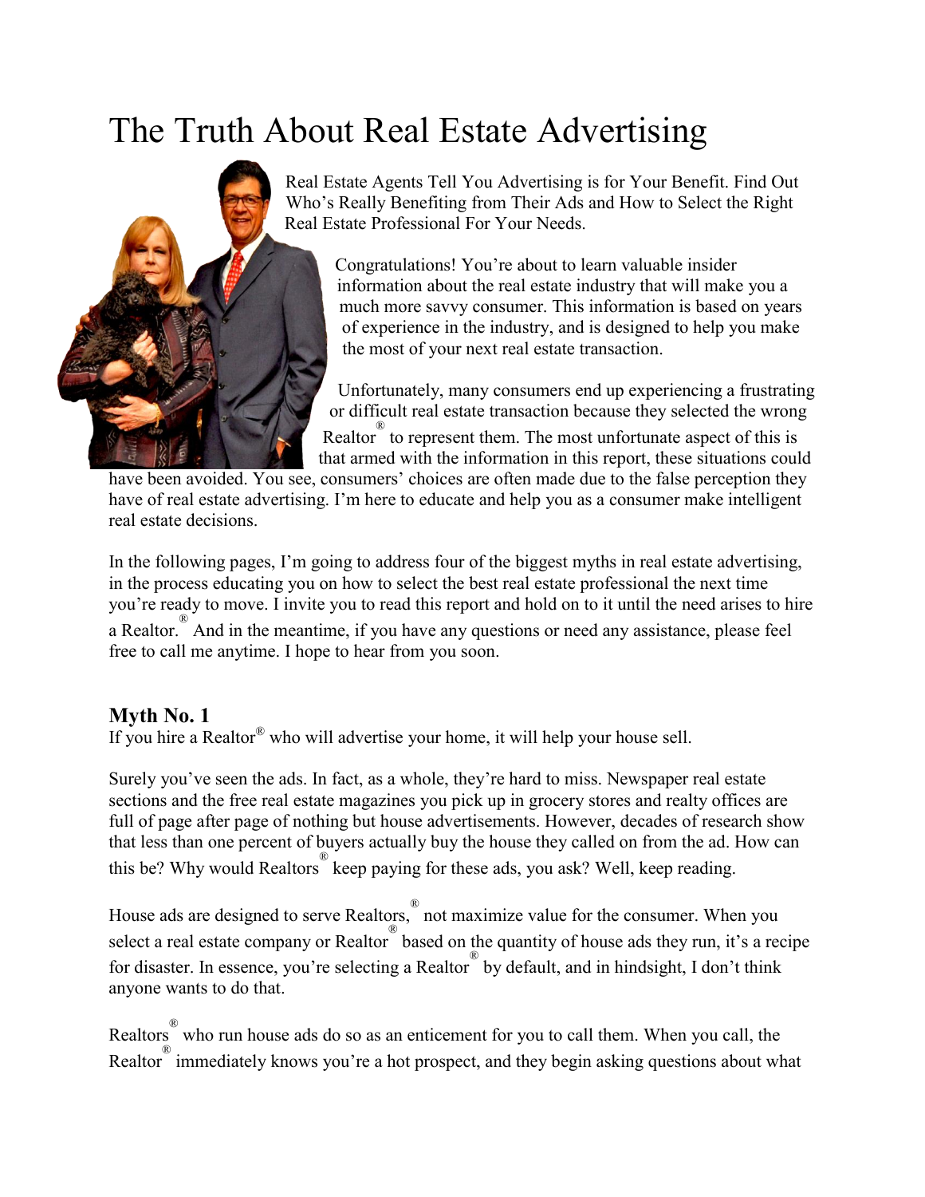# The Truth About Real Estate Advertising

Real Estate Agents Tell You Advertising is for Your Benefit. Find Out Who's Really Benefiting from Their Ads and How to Select the Right Real Estate Professional For Your Needs.

Congratulations! You're about to learn valuable insider information about the real estate industry that will make you a much more savvy consumer. This information is based on years of experience in the industry, and is designed to help you make the most of your next real estate transaction.

Unfortunately, many consumers end up experiencing a frustrating or difficult real estate transaction because they selected the wrong Realtor® to represent them. The most unfortunate aspect of this is that armed with the information in this report, these situations could have been avoided. You see, consumers' choices are often made due to the false perception they have of real estate advertising. I'm here to educate and help you as a consumer make intelligent real estate decisions.

In the following pages, I'm going to address four of the biggest myths in real estate advertising, in the process educating you on how to select the best real estate professional the next time you're ready to move. I invite you to read this report and hold on to it until the need arises to hire a Realtor.® And in the meantime, if you have any questions or need any assistance, please feel free to call me anytime. I hope to hear from you soon.

## Myth No. 1

If you hire a Realtor® who will advertise your home, it will help your house sell.

Surely you've seen the ads. In fact, as a whole, they're hard to miss. Newspaper real estate sections and the free real estate magazines you pick up in grocery stores and realty offices are full of page after page of nothing but house advertisements. However, decades of research show that less than one percent of buyers actually buy the house they called on from the ad. How can this be? Why would Realtors® keep paying for these ads, you ask? Well, keep reading.

House ads are designed to serve Realtors,® not maximize value for the consumer. When you select a real estate company or Realtor® based on the quantity of house ads they run, it's a recipe for disaster. In essence, you're selecting a Realtor® by default, and in hindsight, I don't think anyone wants to do that.

Realtors® who run house ads do so as an enticement for you to call them. When you call, the Realtor® immediately knows you're a hot prospect, and they begin asking questions about what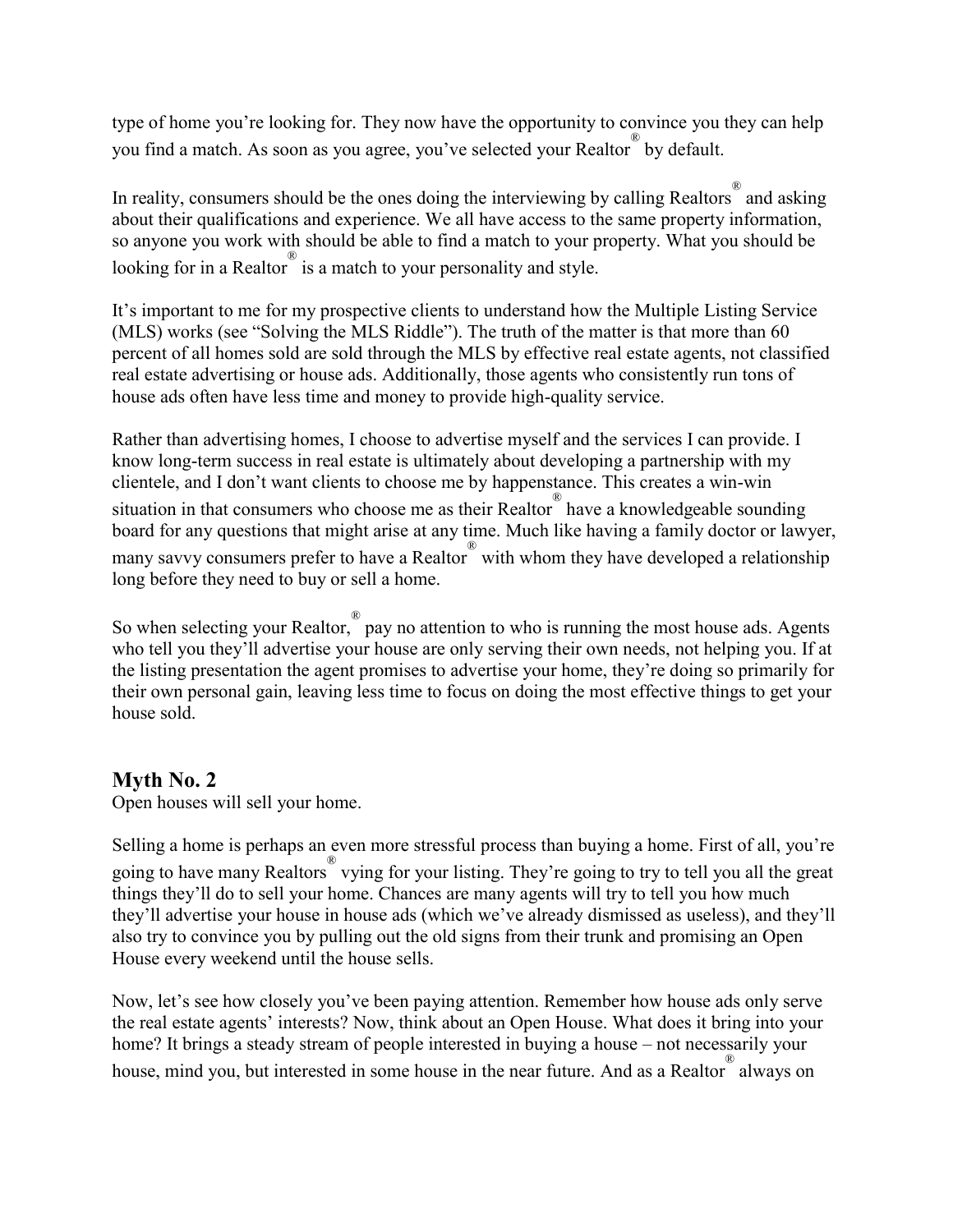type of home you're looking for. They now have the opportunity to convince you they can help you find a match. As soon as you agree, you've selected your Realtor® by default.

In reality, consumers should be the ones doing the interviewing by calling Realtors® and asking about their qualifications and experience. We all have access to the same property information, so anyone you work with should be able to find a match to your property. What you should be looking for in a Realtor® is a match to your personality and style.

It's important to me for my prospective clients to understand how the Multiple Listing Service (MLS) works (see "Solving the MLS Riddle"). The truth of the matter is that more than 60 percent of all homes sold are sold through the MLS by effective real estate agents, not classified real estate advertising or house ads. Additionally, those agents who consistently run tons of house ads often have less time and money to provide high-quality service.

Rather than advertising homes, I choose to advertise myself and the services I can provide. I know long-term success in real estate is ultimately about developing a partnership with my clientele, and I don't want clients to choose me by happenstance. This creates a win-win situation in that consumers who choose me as their Realtor® have a knowledgeable sounding board for any questions that might arise at any time. Much like having a family doctor or lawyer, many savvy consumers prefer to have a Realtor® with whom they have developed a relationship long before they need to buy or sell a home.

So when selecting your Realtor,® pay no attention to who is running the most house ads. Agents who tell you they'll advertise your house are only serving their own needs, not helping you. If at the listing presentation the agent promises to advertise your home, they're doing so primarily for their own personal gain, leaving less time to focus on doing the most effective things to get your house sold.

## Myth No. 2

Open houses will sell your home.

Selling a home is perhaps an even more stressful process than buying a home. First of all, you're going to have many Realtors® vying for your listing. They're going to try to tell you all the great things they'll do to sell your home. Chances are many agents will try to tell you how much they'll advertise your house in house ads (which we've already dismissed as useless), and they'll also try to convince you by pulling out the old signs from their trunk and promising an Open House every weekend until the house sells.

Now, let's see how closely you've been paying attention. Remember how house ads only serve the real estate agents' interests? Now, think about an Open House. What does it bring into your home? It brings a steady stream of people interested in buying a house – not necessarily your house, mind you, but interested in some house in the near future. And as a Realtor® always on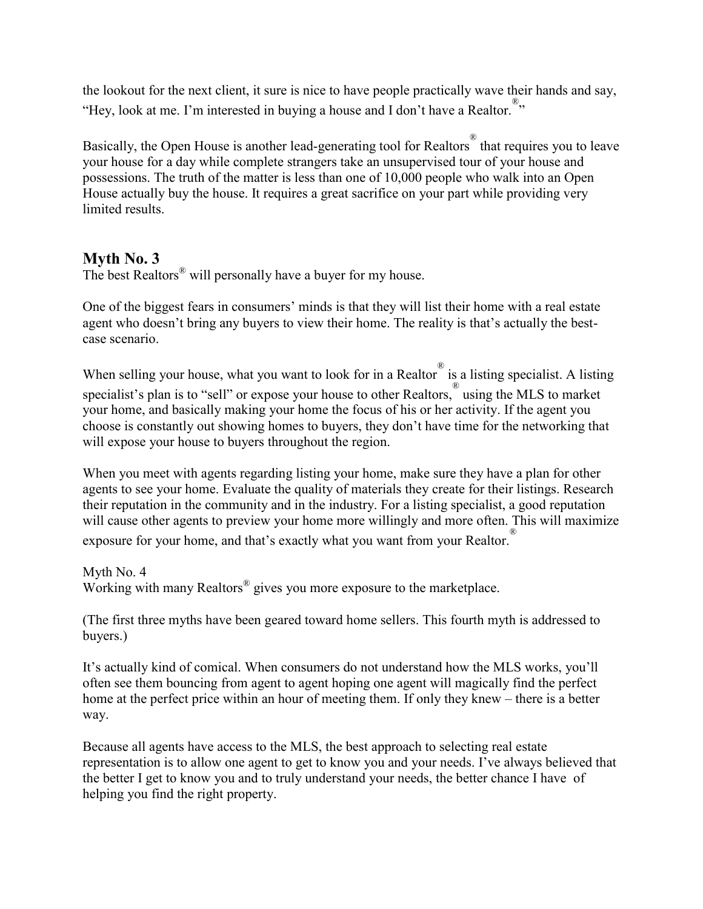the lookout for the next client, it sure is nice to have people practically wave their hands and say, "Hey, look at me. I'm interested in buying a house and I don't have a Realtor.®"

Basically, the Open House is another lead-generating tool for Realtors® that requires you to leave your house for a day while complete strangers take an unsupervised tour of your house and possessions. The truth of the matter is less than one of 10,000 people who walk into an Open House actually buy the house. It requires a great sacrifice on your part while providing very limited results.

## Myth No. 3

The best Realtors® will personally have a buyer for my house.

One of the biggest fears in consumers' minds is that they will list their home with a real estate agent who doesn't bring any buyers to view their home. The reality is that's actually the best-case scenario.

When selling your house, what you want to look for in a Realtor® is a listing specialist. A listing specialist's plan is to "sell" or expose your house to other Realtors,® using the MLS to market your home, and basically making your home the focus of his or her activity. If the agent you choose is constantly out showing homes to buyers, they don't have time for the networking that will expose your house to buyers throughout the region.

When you meet with agents regarding listing your home, make sure they have a plan for other agents to see your home. Evaluate the quality of materials they create for their listings. Research their reputation in the community and in the industry. For a listing specialist, a good reputation will cause other agents to preview your home more willingly and more often. This will maximize exposure for your home, and that's exactly what you want from your Realtor.®

Myth No. 4

Working with many Realtors® gives you more exposure to the marketplace.

(The first three myths have been geared toward home sellers. This fourth myth is addressed to buyers.)

It's actually kind of comical. When consumers do not understand how the MLS works, you'll often see them bouncing from agent to agent hoping one agent will magically find the perfect home at the perfect price within an hour of meeting them. If only they knew – there is a better way.

Because all agents have access to the MLS, the best approach to selecting real estate representation is to allow one agent to get to know you and your needs. I've always believed that the better I get to know you and to truly understand your needs, the better chance I have of helping you find the right property.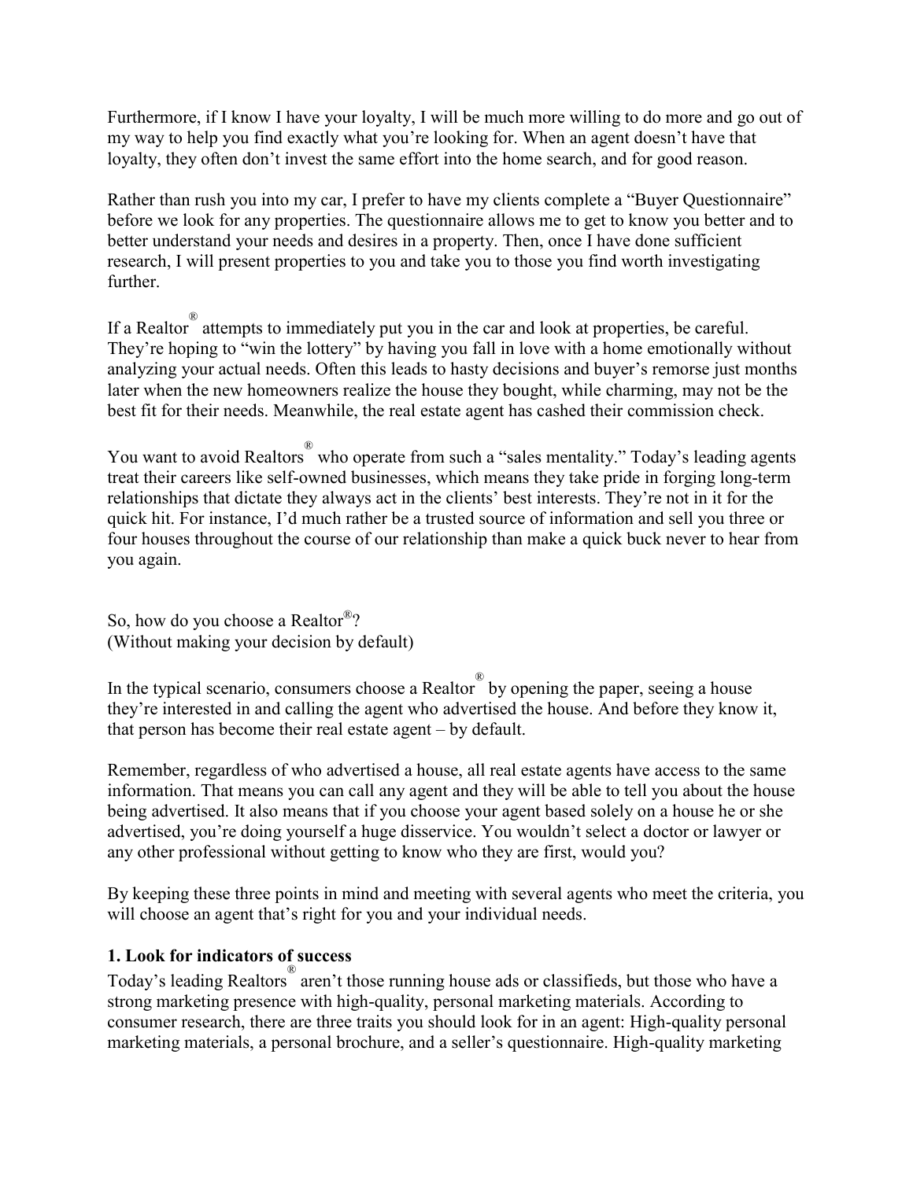Furthermore, if I know I have your loyalty, I will be much more willing to do more and go out of my way to help you find exactly what you're looking for. When an agent doesn't have that loyalty, they often don't invest the same effort into the home search, and for good reason.

Rather than rush you into my car, I prefer to have my clients complete a "Buyer Questionnaire" before we look for any properties. The questionnaire allows me to get to know you better and to better understand your needs and desires in a property. Then, once I have done sufficient research, I will present properties to you and take you to those you find worth investigating further.

If a Realtor® attempts to immediately put you in the car and look at properties, be careful. They're hoping to "win the lottery" by having you fall in love with a home emotionally without analyzing your actual needs. Often this leads to hasty decisions and buyer's remorse just months later when the new homeowners realize the house they bought, while charming, may not be the best fit for their needs. Meanwhile, the real estate agent has cashed their commission check.

You want to avoid Realtors® who operate from such a "sales mentality." Today's leading agents treat their careers like self-owned businesses, which means they take pride in forging long-term relationships that dictate they always act in the clients' best interests. They're not in it for the quick hit. For instance, I'd much rather be a trusted source of information and sell you three or four houses throughout the course of our relationship than make a quick buck never to hear from you again.

So, how do you choose a Realtor®?
(Without making your decision by default)

In the typical scenario, consumers choose a Realtor® by opening the paper, seeing a house they're interested in and calling the agent who advertised the house. And before they know it, that person has become their real estate agent – by default.

Remember, regardless of who advertised a house, all real estate agents have access to the same information. That means you can call any agent and they will be able to tell you about the house being advertised. It also means that if you choose your agent based solely on a house he or she advertised, you're doing yourself a huge disservice. You wouldn't select a doctor or lawyer or any other professional without getting to know who they are first, would you?

By keeping these three points in mind and meeting with several agents who meet the criteria, you will choose an agent that's right for you and your individual needs.

**1. Look for indicators of success**

Today's leading Realtors® aren't those running house ads or classifieds, but those who have a strong marketing presence with high-quality, personal marketing materials. According to consumer research, there are three traits you should look for in an agent: High-quality personal marketing materials, a personal brochure, and a seller's questionnaire. High-quality marketing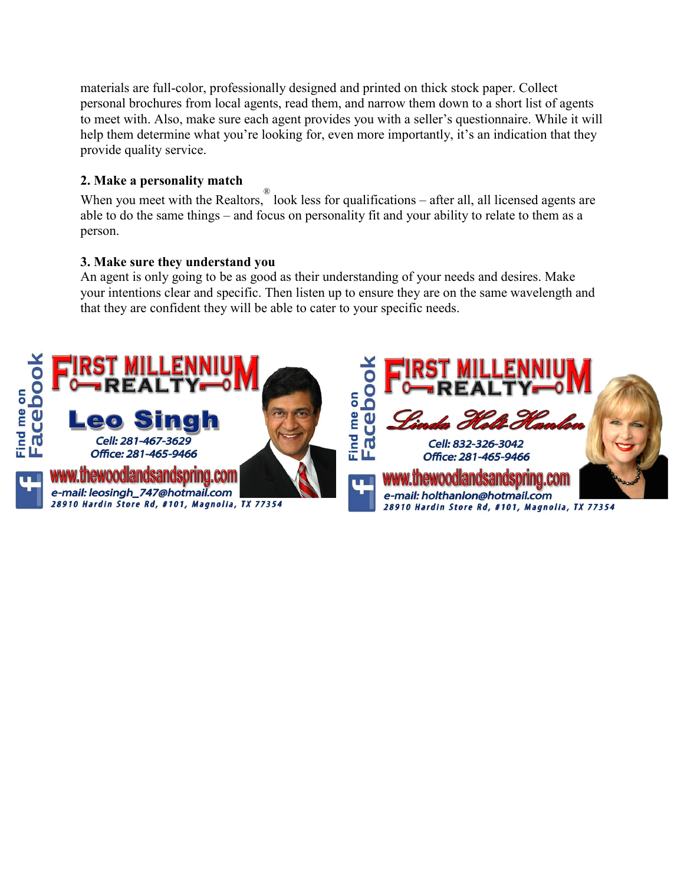materials are full-color, professionally designed and printed on thick stock paper. Collect personal brochures from local agents, read them, and narrow them down to a short list of agents to meet with. Also, make sure each agent provides you with a seller's questionnaire. While it will help them determine what you're looking for, even more importantly, it's an indication that they provide quality service.

**2. Make a personality match**

When you meet with the Realtors,® look less for qualifications – after all, all licensed agents are able to do the same things – and focus on personality fit and your ability to relate to them as a person.

**3. Make sure they understand you**

An agent is only going to be as good as their understanding of your needs and desires. Make your intentions clear and specific. Then listen up to ensure they are on the same wavelength and that they are confident they will be able to cater to your specific needs.

Find me on Facebook

FIRST MILLENNIUM REALTY

Leo Singh

Cell: 281-467-3629
Office: 281-465-9466

www.thewoodlandsandspring.com

e-mail: leosingh_747@hotmail.com
28910 Hardin Store Rd, #101, Magnolia, TX 77354

Find me on Facebook

FIRST MILLENNIUM REALTY

Linda Holt-Hanlon

Cell: 832-326-3042
Office: 281-465-9466

www.thewoodlandsandspring.com

e-mail: holthanlon@hotmail.com
28910 Hardin Store Rd, #101, Magnolia, TX 77354